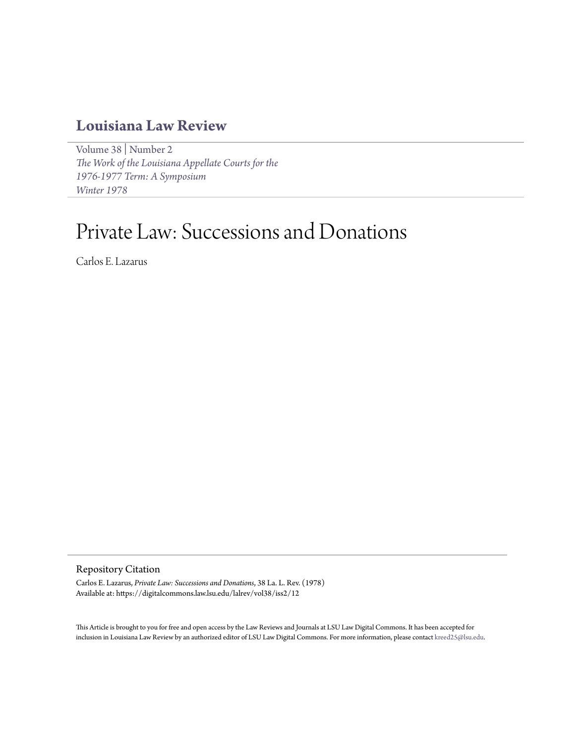# Louisiana Law Review

Volume 38 | Number 2
*The Work of the Louisiana Appellate Courts for the 1976-1977 Term: A Symposium*
*Winter 1978*

# Private Law: Successions and Donations

Carlos E. Lazarus

## Repository Citation

Carlos E. Lazarus, *Private Law: Successions and Donations*, 38 La. L. Rev. (1978)
Available at: https://digitalcommons.law.lsu.edu/lalrev/vol38/iss2/12

This Article is brought to you for free and open access by the Law Reviews and Journals at LSU Law Digital Commons. It has been accepted for inclusion in Louisiana Law Review by an authorized editor of LSU Law Digital Commons. For more information, please contact kreed25@lsu.edu.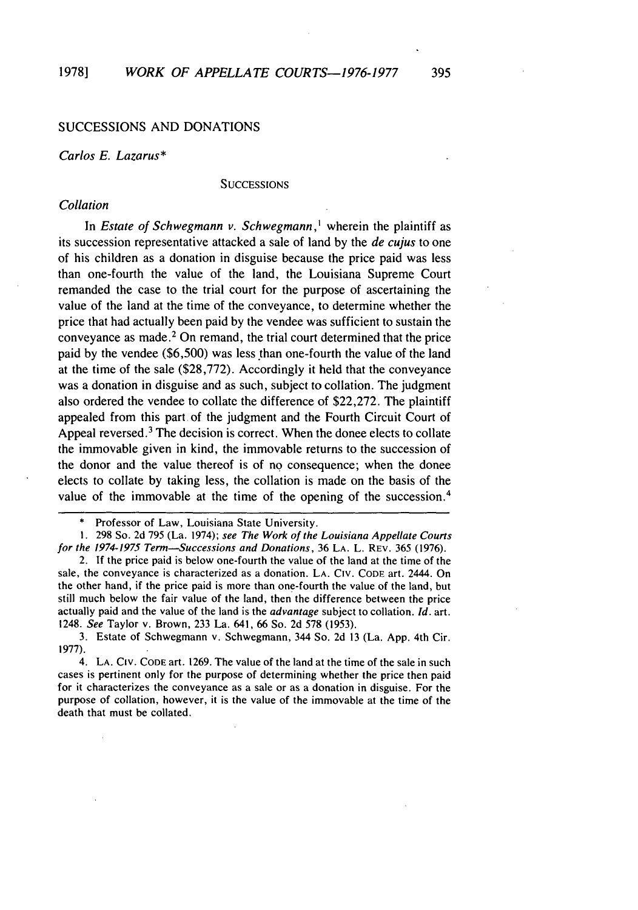## SUCCESSIONS AND DONATIONS

*Carlos E. Lazarus**

### SUCCESSIONS

*Collation*

In *Estate of Schwegmann v. Schwegmann*,[1] wherein the plaintiff as its succession representative attacked a sale of land by the *de cujus* to one of his children as a donation in disguise because the price paid was less than one-fourth the value of the land, the Louisiana Supreme Court remanded the case to the trial court for the purpose of ascertaining the value of the land at the time of the conveyance, to determine whether the price that had actually been paid by the vendee was sufficient to sustain the conveyance as made.[2] On remand, the trial court determined that the price paid by the vendee ($6,500) was less than one-fourth the value of the land at the time of the sale ($28,772). Accordingly it held that the conveyance was a donation in disguise and as such, subject to collation. The judgment also ordered the vendee to collate the difference of $22,272. The plaintiff appealed from this part of the judgment and the Fourth Circuit Court of Appeal reversed.[3] The decision is correct. When the donee elects to collate the immovable given in kind, the immovable returns to the succession of the donor and the value thereof is of no consequence; when the donee elects to collate by taking less, the collation is made on the basis of the value of the immovable at the time of the opening of the succession.[4]

---

\* Professor of Law, Louisiana State University.

1. 298 So. 2d 795 (La. 1974); *see The Work of the Louisiana Appellate Courts for the 1974-1975 Term—Successions and Donations*, 36 LA. L. REV. 365 (1976).

2. If the price paid is below one-fourth the value of the land at the time of the sale, the conveyance is characterized as a donation. LA. CIV. CODE art. 2444. On the other hand, if the price paid is more than one-fourth the value of the land, but still much below the fair value of the land, then the difference between the price actually paid and the value of the land is the *advantage* subject to collation. *Id.* art. 1248. *See* Taylor v. Brown, 233 La. 641, 66 So. 2d 578 (1953).

3. Estate of Schwegmann v. Schwegmann, 344 So. 2d 13 (La. App. 4th Cir. 1977).

4. LA. CIV. CODE art. 1269. The value of the land at the time of the sale in such cases is pertinent only for the purpose of determining whether the price then paid for it characterizes the conveyance as a sale or as a donation in disguise. For the purpose of collation, however, it is the value of the immovable at the time of the death that must be collated.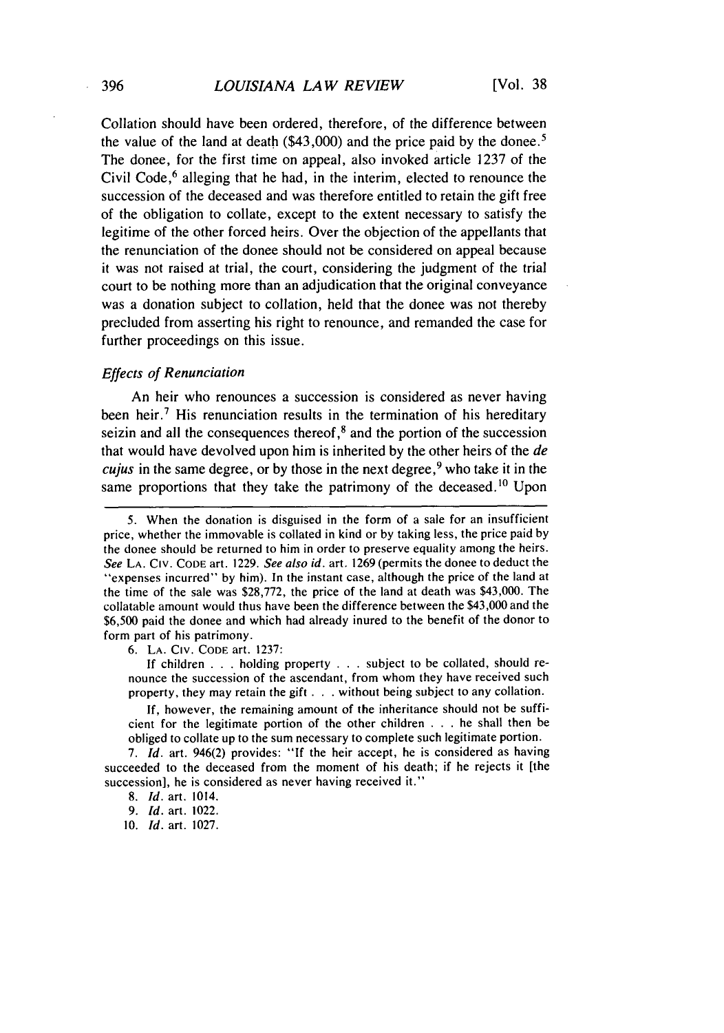Collation should have been ordered, therefore, of the difference between the value of the land at death ($43,000) and the price paid by the donee.[5] The donee, for the first time on appeal, also invoked article 1237 of the Civil Code,[6] alleging that he had, in the interim, elected to renounce the succession of the deceased and was therefore entitled to retain the gift free of the obligation to collate, except to the extent necessary to satisfy the legitime of the other forced heirs. Over the objection of the appellants that the renunciation of the donee should not be considered on appeal because it was not raised at trial, the court, considering the judgment of the trial court to be nothing more than an adjudication that the original conveyance was a donation subject to collation, held that the donee was not thereby precluded from asserting his right to renounce, and remanded the case for further proceedings on this issue.

### *Effects of Renunciation*

An heir who renounces a succession is considered as never having been heir.[7] His renunciation results in the termination of his hereditary seizin and all the consequences thereof,[8] and the portion of the succession that would have devolved upon him is inherited by the other heirs of the *de cujus* in the same degree, or by those in the next degree,[9] who take it in the same proportions that they take the patrimony of the deceased.[10] Upon

---

5. When the donation is disguised in the form of a sale for an insufficient price, whether the immovable is collated in kind or by taking less, the price paid by the donee should be returned to him in order to preserve equality among the heirs. *See* LA. CIV. CODE art. 1229. *See also id.* art. 1269 (permits the donee to deduct the "expenses incurred" by him). In the instant case, although the price of the land at the time of the sale was $28,772, the price of the land at death was $43,000. The collatable amount would thus have been the difference between the $43,000 and the $6,500 paid the donee and which had already inured to the benefit of the donor to form part of his patrimony.

6. LA. CIV. CODE art. 1237:

If children . . . holding property . . . subject to be collated, should renounce the succession of the ascendant, from whom they have received such property, they may retain the gift . . . without being subject to any collation.

If, however, the remaining amount of the inheritance should not be sufficient for the legitimate portion of the other children . . . he shall then be obliged to collate up to the sum necessary to complete such legitimate portion.

7. *Id.* art. 946(2) provides: "If the heir accept, he is considered as having succeeded to the deceased from the moment of his death; if he rejects it [the succession], he is considered as never having received it."

8. *Id.* art. 1014.

9. *Id.* art. 1022.

10. *Id.* art. 1027.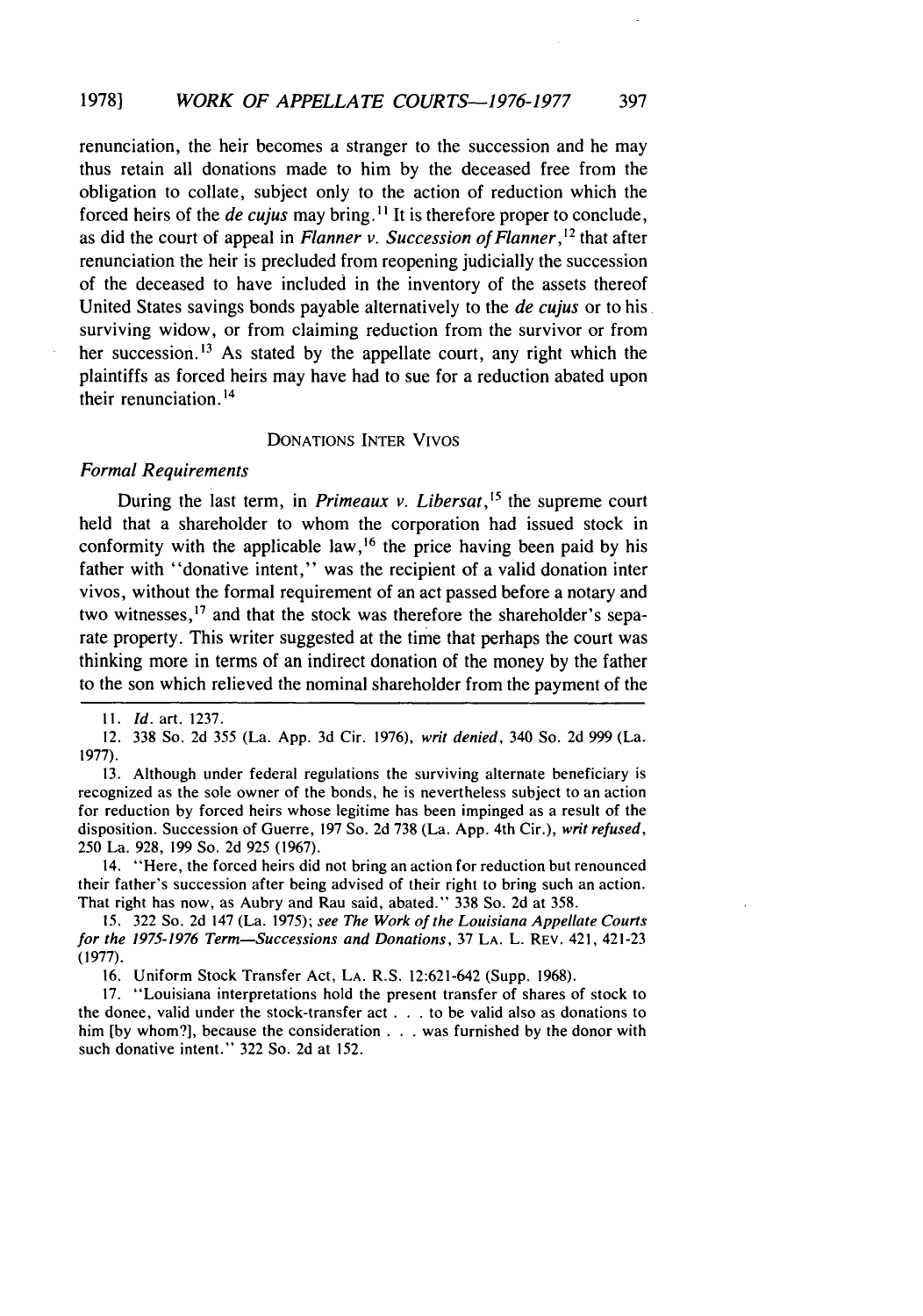renunciation, the heir becomes a stranger to the succession and he may thus retain all donations made to him by the deceased free from the obligation to collate, subject only to the action of reduction which the forced heirs of the *de cujus* may bring.[11] It is therefore proper to conclude, as did the court of appeal in *Flanner v. Succession of Flanner*,[12] that after renunciation the heir is precluded from reopening judicially the succession of the deceased to have included in the inventory of the assets thereof United States savings bonds payable alternatively to the *de cujus* or to his surviving widow, or from claiming reduction from the survivor or from her succession.[13] As stated by the appellate court, any right which the plaintiffs as forced heirs may have had to sue for a reduction abated upon their renunciation.[14]

## DONATIONS INTER VIVOS

### *Formal Requirements*

During the last term, in *Primeaux v. Libersat*,[15] the supreme court held that a shareholder to whom the corporation had issued stock in conformity with the applicable law,[16] the price having been paid by his father with "donative intent," was the recipient of a valid donation inter vivos, without the formal requirement of an act passed before a notary and two witnesses,[17] and that the stock was therefore the shareholder's separate property. This writer suggested at the time that perhaps the court was thinking more in terms of an indirect donation of the money by the father to the son which relieved the nominal shareholder from the payment of the

---

11. *Id.* art. 1237.

12. 338 So. 2d 355 (La. App. 3d Cir. 1976), *writ denied*, 340 So. 2d 999 (La. 1977).

13. Although under federal regulations the surviving alternate beneficiary is recognized as the sole owner of the bonds, he is nevertheless subject to an action for reduction by forced heirs whose legitime has been impinged as a result of the disposition. Succession of Guerre, 197 So. 2d 738 (La. App. 4th Cir.), *writ refused*, 250 La. 928, 199 So. 2d 925 (1967).

14. "Here, the forced heirs did not bring an action for reduction but renounced their father's succession after being advised of their right to bring such an action. That right has now, as Aubry and Rau said, abated." 338 So. 2d at 358.

15. 322 So. 2d 147 (La. 1975); *see The Work of the Louisiana Appellate Courts for the 1975-1976 Term—Successions and Donations*, 37 LA. L. REV. 421, 421-23 (1977).

16. Uniform Stock Transfer Act, LA. R.S. 12:621-642 (Supp. 1968).

17. "Louisiana interpretations hold the present transfer of shares of stock to the donee, valid under the stock-transfer act . . . to be valid also as donations to him [by whom?], because the consideration . . . was furnished by the donor with such donative intent." 322 So. 2d at 152.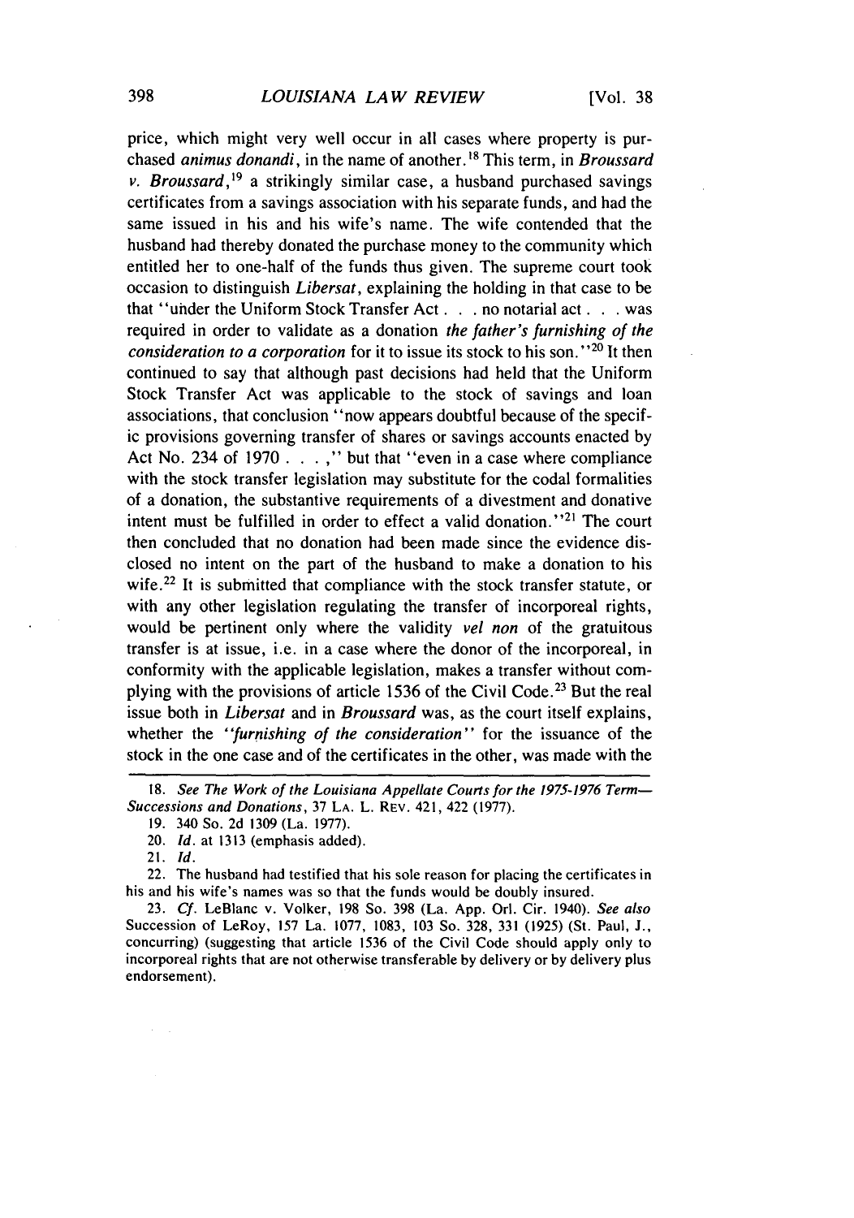price, which might very well occur in all cases where property is purchased *animus donandi*, in the name of another.[18] This term, in *Broussard v. Broussard*,[19] a strikingly similar case, a husband purchased savings certificates from a savings association with his separate funds, and had the same issued in his and his wife's name. The wife contended that the husband had thereby donated the purchase money to the community which entitled her to one-half of the funds thus given. The supreme court took occasion to distinguish *Libersat*, explaining the holding in that case to be that "under the Uniform Stock Transfer Act . . . no notarial act . . . was required in order to validate as a donation *the father's furnishing of the consideration to a corporation* for it to issue its stock to his son."[20] It then continued to say that although past decisions had held that the Uniform Stock Transfer Act was applicable to the stock of savings and loan associations, that conclusion "now appears doubtful because of the specific provisions governing transfer of shares or savings accounts enacted by Act No. 234 of 1970 . . . ," but that "even in a case where compliance with the stock transfer legislation may substitute for the codal formalities of a donation, the substantive requirements of a divestment and donative intent must be fulfilled in order to effect a valid donation."[21] The court then concluded that no donation had been made since the evidence disclosed no intent on the part of the husband to make a donation to his wife.[22] It is submitted that compliance with the stock transfer statute, or with any other legislation regulating the transfer of incorporeal rights, would be pertinent only where the validity *vel non* of the gratuitous transfer is at issue, i.e. in a case where the donor of the incorporeal, in conformity with the applicable legislation, makes a transfer without complying with the provisions of article 1536 of the Civil Code.[23] But the real issue both in *Libersat* and in *Broussard* was, as the court itself explains, whether the *"furnishing of the consideration"* for the issuance of the stock in the one case and of the certificates in the other, was made with the

---

18. *See The Work of the Louisiana Appellate Courts for the 1975-1976 Term—Successions and Donations*, 37 LA. L. REV. 421, 422 (1977).

19. 340 So. 2d 1309 (La. 1977).

20. *Id.* at 1313 (emphasis added).

21. *Id.*

22. The husband had testified that his sole reason for placing the certificates in his and his wife's names was so that the funds would be doubly insured.

23. *Cf.* LeBlanc v. Volker, 198 So. 398 (La. App. Orl. Cir. 1940). *See also* Succession of LeRoy, 157 La. 1077, 1083, 103 So. 328, 331 (1925) (St. Paul, J., concurring) (suggesting that article 1536 of the Civil Code should apply only to incorporeal rights that are not otherwise transferable by delivery or by delivery plus endorsement).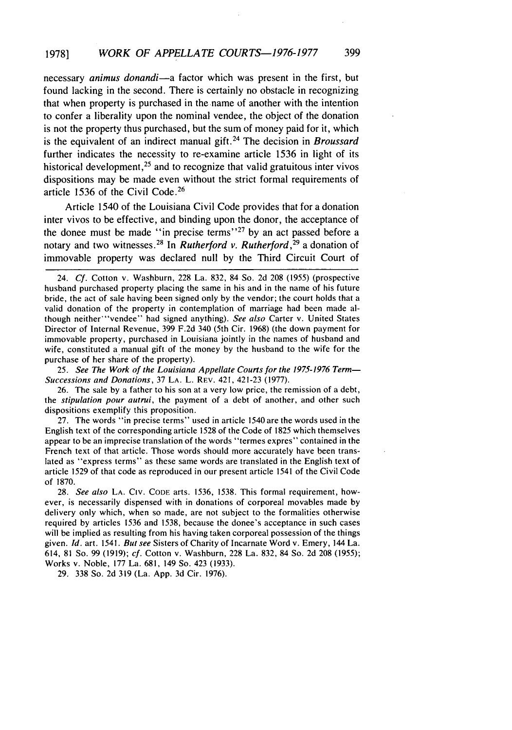necessary *animus donandi*—a factor which was present in the first, but found lacking in the second. There is certainly no obstacle in recognizing that when property is purchased in the name of another with the intention to confer a liberality upon the nominal vendee, the object of the donation is not the property thus purchased, but the sum of money paid for it, which is the equivalent of an indirect manual gift.[24] The decision in *Broussard* further indicates the necessity to re-examine article 1536 in light of its historical development,[25] and to recognize that valid gratuitous inter vivos dispositions may be made even without the strict formal requirements of article 1536 of the Civil Code.[26]

Article 1540 of the Louisiana Civil Code provides that for a donation inter vivos to be effective, and binding upon the donor, the acceptance of the donee must be made "in precise terms"[27] by an act passed before a notary and two witnesses.[28] In *Rutherford v. Rutherford*,[29] a donation of immovable property was declared null by the Third Circuit Court of

---

24. *Cf.* Cotton v. Washburn, 228 La. 832, 84 So. 2d 208 (1955) (prospective husband purchased property placing the same in his and in the name of his future bride, the act of sale having been signed only by the vendor; the court holds that a valid donation of the property in contemplation of marriage had been made although neither "vendee" had signed anything). *See also* Carter v. United States Director of Internal Revenue, 399 F.2d 340 (5th Cir. 1968) (the down payment for immovable property, purchased in Louisiana jointly in the names of husband and wife, constituted a manual gift of the money by the husband to the wife for the purchase of her share of the property).

25. *See The Work of the Louisiana Appellate Courts for the 1975-1976 Term—Successions and Donations*, 37 LA. L. REV. 421, 421-23 (1977).

26. The sale by a father to his son at a very low price, the remission of a debt, the *stipulation pour autrui*, the payment of a debt of another, and other such dispositions exemplify this proposition.

27. The words "in precise terms" used in article 1540 are the words used in the English text of the corresponding article 1528 of the Code of 1825 which themselves appear to be an imprecise translation of the words "termes expres" contained in the French text of that article. Those words should more accurately have been translated as "express terms" as these same words are translated in the English text of article 1529 of that code as reproduced in our present article 1541 of the Civil Code of 1870.

28. *See also* LA. CIV. CODE arts. 1536, 1538. This formal requirement, however, is necessarily dispensed with in donations of corporeal movables made by delivery only which, when so made, are not subject to the formalities otherwise required by articles 1536 and 1538, because the donee's acceptance in such cases will be implied as resulting from his having taken corporeal possession of the things given. *Id.* art. 1541. *But see* Sisters of Charity of Incarnate Word v. Emery, 144 La. 614, 81 So. 99 (1919); *cf.* Cotton v. Washburn, 228 La. 832, 84 So. 2d 208 (1955); Works v. Noble, 177 La. 681, 149 So. 423 (1933).

29. 338 So. 2d 319 (La. App. 3d Cir. 1976).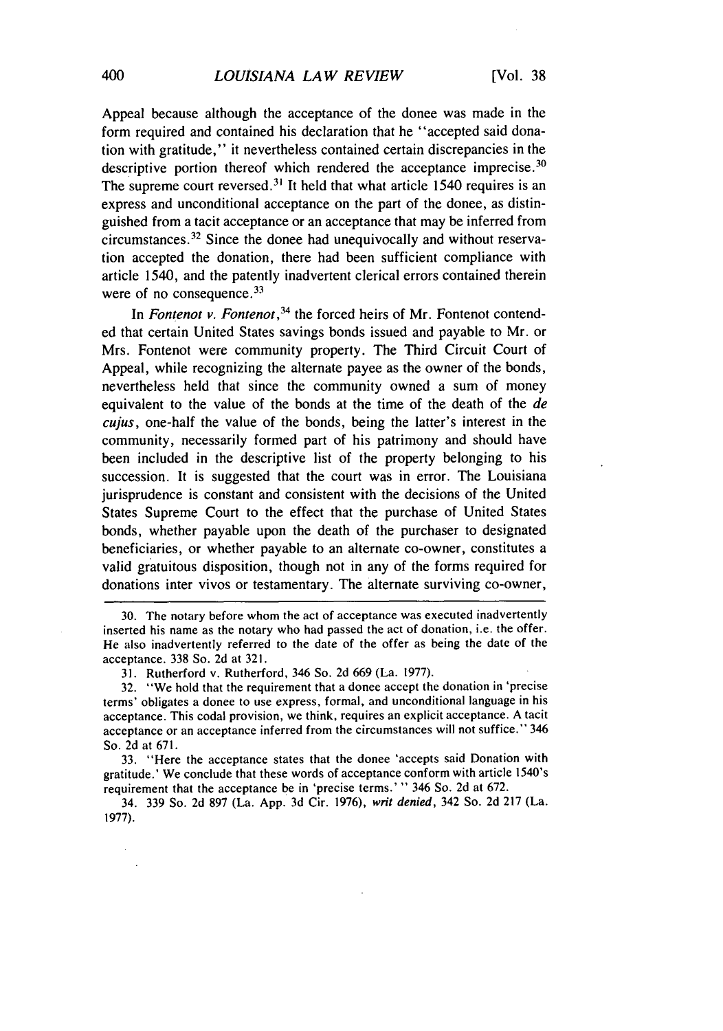Appeal because although the acceptance of the donee was made in the form required and contained his declaration that he "accepted said donation with gratitude," it nevertheless contained certain discrepancies in the descriptive portion thereof which rendered the acceptance imprecise.[30] The supreme court reversed.[31] It held that what article 1540 requires is an express and unconditional acceptance on the part of the donee, as distinguished from a tacit acceptance or an acceptance that may be inferred from circumstances.[32] Since the donee had unequivocally and without reservation accepted the donation, there had been sufficient compliance with article 1540, and the patently inadvertent clerical errors contained therein were of no consequence.[33]

In *Fontenot v. Fontenot*,[34] the forced heirs of Mr. Fontenot contended that certain United States savings bonds issued and payable to Mr. or Mrs. Fontenot were community property. The Third Circuit Court of Appeal, while recognizing the alternate payee as the owner of the bonds, nevertheless held that since the community owned a sum of money equivalent to the value of the bonds at the time of the death of the *de cujus*, one-half the value of the bonds, being the latter's interest in the community, necessarily formed part of his patrimony and should have been included in the descriptive list of the property belonging to his succession. It is suggested that the court was in error. The Louisiana jurisprudence is constant and consistent with the decisions of the United States Supreme Court to the effect that the purchase of United States bonds, whether payable upon the death of the purchaser to designated beneficiaries, or whether payable to an alternate co-owner, constitutes a valid gratuitous disposition, though not in any of the forms required for donations inter vivos or testamentary. The alternate surviving co-owner,

---

30. The notary before whom the act of acceptance was executed inadvertently inserted his name as the notary who had passed the act of donation, i.e. the offer. He also inadvertently referred to the date of the offer as being the date of the acceptance. 338 So. 2d at 321.

31. Rutherford v. Rutherford, 346 So. 2d 669 (La. 1977).

32. "We hold that the requirement that a donee accept the donation in 'precise terms' obligates a donee to use express, formal, and unconditional language in his acceptance. This codal provision, we think, requires an explicit acceptance. A tacit acceptance or an acceptance inferred from the circumstances will not suffice." 346 So. 2d at 671.

33. "Here the acceptance states that the donee 'accepts said Donation with gratitude.' We conclude that these words of acceptance conform with article 1540's requirement that the acceptance be in 'precise terms.' " 346 So. 2d at 672.

34. 339 So. 2d 897 (La. App. 3d Cir. 1976), *writ denied*, 342 So. 2d 217 (La. 1977).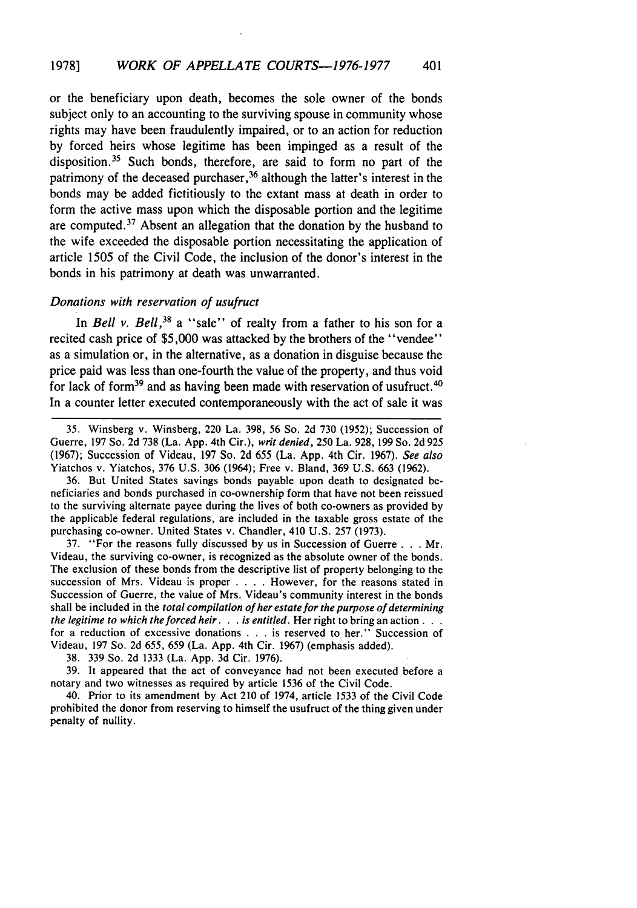or the beneficiary upon death, becomes the sole owner of the bonds subject only to an accounting to the surviving spouse in community whose rights may have been fraudulently impaired, or to an action for reduction by forced heirs whose legitime has been impinged as a result of the disposition.[35] Such bonds, therefore, are said to form no part of the patrimony of the deceased purchaser,[36] although the latter's interest in the bonds may be added fictitiously to the extant mass at death in order to form the active mass upon which the disposable portion and the legitime are computed.[37] Absent an allegation that the donation by the husband to the wife exceeded the disposable portion necessitating the application of article 1505 of the Civil Code, the inclusion of the donor's interest in the bonds in his patrimony at death was unwarranted.

*Donations with reservation of usufruct*

In *Bell v. Bell*,[38] a "sale" of realty from a father to his son for a recited cash price of $5,000 was attacked by the brothers of the "vendee" as a simulation or, in the alternative, as a donation in disguise because the price paid was less than one-fourth the value of the property, and thus void for lack of form[39] and as having been made with reservation of usufruct.[40] In a counter letter executed contemporaneously with the act of sale it was

---

35. Winsberg v. Winsberg, 220 La. 398, 56 So. 2d 730 (1952); Succession of Guerre, 197 So. 2d 738 (La. App. 4th Cir.), *writ denied*, 250 La. 928, 199 So. 2d 925 (1967); Succession of Videau, 197 So. 2d 655 (La. App. 4th Cir. 1967). *See also* Yiatchos v. Yiatchos, 376 U.S. 306 (1964); Free v. Bland, 369 U.S. 663 (1962).

36. But United States savings bonds payable upon death to designated beneficiaries and bonds purchased in co-ownership form that have not been reissued to the surviving alternate payee during the lives of both co-owners as provided by the applicable federal regulations, are included in the taxable gross estate of the purchasing co-owner. United States v. Chandler, 410 U.S. 257 (1973).

37. "For the reasons fully discussed by us in Succession of Guerre . . . Mr. Videau, the surviving co-owner, is recognized as the absolute owner of the bonds. The exclusion of these bonds from the descriptive list of property belonging to the succession of Mrs. Videau is proper . . . . However, for the reasons stated in Succession of Guerre, the value of Mrs. Videau's community interest in the bonds shall be included in the *total compilation of her estate for the purpose of determining the legitime to which the forced heir. . . is entitled*. Her right to bring an action . . . for a reduction of excessive donations . . . is reserved to her." Succession of Videau, 197 So. 2d 655, 659 (La. App. 4th Cir. 1967) (emphasis added).

38. 339 So. 2d 1333 (La. App. 3d Cir. 1976).

39. It appeared that the act of conveyance had not been executed before a notary and two witnesses as required by article 1536 of the Civil Code.

40. Prior to its amendment by Act 210 of 1974, article 1533 of the Civil Code prohibited the donor from reserving to himself the usufruct of the thing given under penalty of nullity.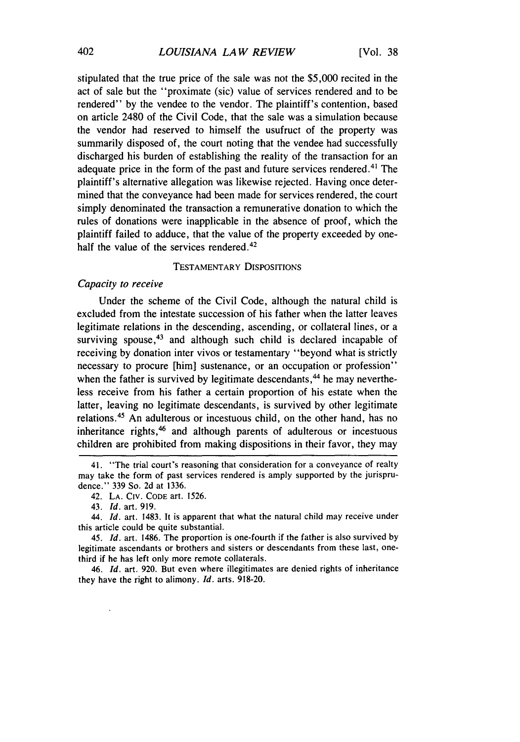stipulated that the true price of the sale was not the $5,000 recited in the act of sale but the "proximate (sic) value of services rendered and to be rendered" by the vendee to the vendor. The plaintiff's contention, based on article 2480 of the Civil Code, that the sale was a simulation because the vendor had reserved to himself the usufruct of the property was summarily disposed of, the court noting that the vendee had successfully discharged his burden of establishing the reality of the transaction for an adequate price in the form of the past and future services rendered.[41] The plaintiff's alternative allegation was likewise rejected. Having once determined that the conveyance had been made for services rendered, the court simply denominated the transaction a remunerative donation to which the rules of donations were inapplicable in the absence of proof, which the plaintiff failed to adduce, that the value of the property exceeded by one-half the value of the services rendered.[42]

## TESTAMENTARY DISPOSITIONS

### *Capacity to receive*

Under the scheme of the Civil Code, although the natural child is excluded from the intestate succession of his father when the latter leaves legitimate relations in the descending, ascending, or collateral lines, or a surviving spouse,[43] and although such child is declared incapable of receiving by donation inter vivos or testamentary "beyond what is strictly necessary to procure [him] sustenance, or an occupation or profession" when the father is survived by legitimate descendants,[44] he may nevertheless receive from his father a certain proportion of his estate when the latter, leaving no legitimate descendants, is survived by other legitimate relations.[45] An adulterous or incestuous child, on the other hand, has no inheritance rights,[46] and although parents of adulterous or incestuous children are prohibited from making dispositions in their favor, they may

---

41. "The trial court's reasoning that consideration for a conveyance of realty may take the form of past services rendered is amply supported by the jurisprudence." 339 So. 2d at 1336.

42. LA. CIV. CODE art. 1526.

43. *Id.* art. 919.

44. *Id.* art. 1483. It is apparent that what the natural child may receive under this article could be quite substantial.

45. *Id.* art. 1486. The proportion is one-fourth if the father is also survived by legitimate ascendants or brothers and sisters or descendants from these last, one-third if he has left only more remote collaterals.

46. *Id.* art. 920. But even where illegitimates are denied rights of inheritance they have the right to alimony. *Id.* arts. 918-20.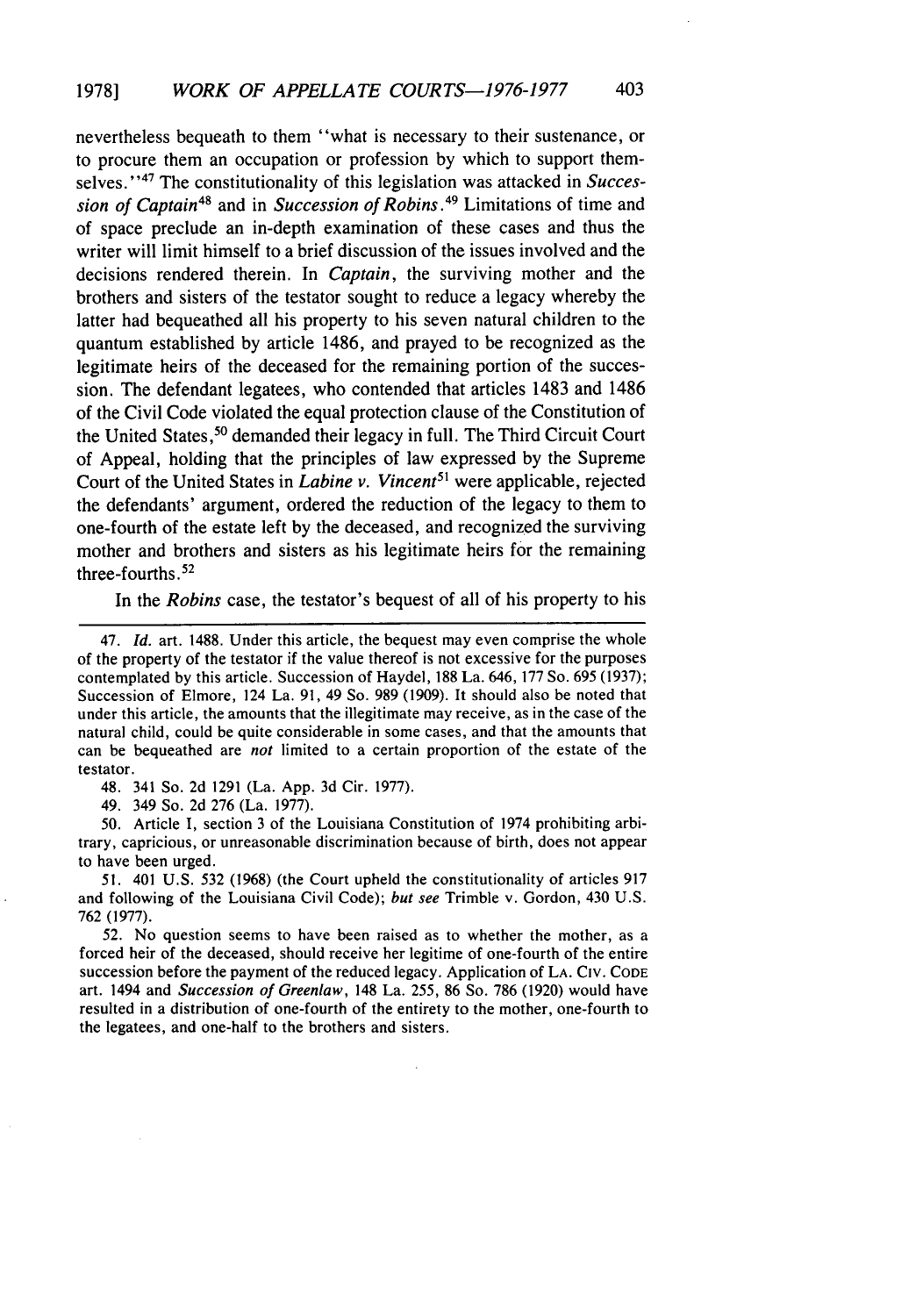nevertheless bequeath to them "what is necessary to their sustenance, or to procure them an occupation or profession by which to support themselves."[47] The constitutionality of this legislation was attacked in *Succession of Captain*[48] and in *Succession of Robins*.[49] Limitations of time and of space preclude an in-depth examination of these cases and thus the writer will limit himself to a brief discussion of the issues involved and the decisions rendered therein. In *Captain*, the surviving mother and the brothers and sisters of the testator sought to reduce a legacy whereby the latter had bequeathed all his property to his seven natural children to the quantum established by article 1486, and prayed to be recognized as the legitimate heirs of the deceased for the remaining portion of the succession. The defendant legatees, who contended that articles 1483 and 1486 of the Civil Code violated the equal protection clause of the Constitution of the United States,[50] demanded their legacy in full. The Third Circuit Court of Appeal, holding that the principles of law expressed by the Supreme Court of the United States in *Labine v. Vincent*[51] were applicable, rejected the defendants' argument, ordered the reduction of the legacy to them to one-fourth of the estate left by the deceased, and recognized the surviving mother and brothers and sisters as his legitimate heirs for the remaining three-fourths.[52]

In the *Robins* case, the testator's bequest of all of his property to his

---

47. *Id.* art. 1488. Under this article, the bequest may even comprise the whole of the property of the testator if the value thereof is not excessive for the purposes contemplated by this article. Succession of Haydel, 188 La. 646, 177 So. 695 (1937); Succession of Elmore, 124 La. 91, 49 So. 989 (1909). It should also be noted that under this article, the amounts that the illegitimate may receive, as in the case of the natural child, could be quite considerable in some cases, and that the amounts that can be bequeathed are *not* limited to a certain proportion of the estate of the testator.

48. 341 So. 2d 1291 (La. App. 3d Cir. 1977).

49. 349 So. 2d 276 (La. 1977).

50. Article I, section 3 of the Louisiana Constitution of 1974 prohibiting arbitrary, capricious, or unreasonable discrimination because of birth, does not appear to have been urged.

51. 401 U.S. 532 (1968) (the Court upheld the constitutionality of articles 917 and following of the Louisiana Civil Code); *but see* Trimble v. Gordon, 430 U.S. 762 (1977).

52. No question seems to have been raised as to whether the mother, as a forced heir of the deceased, should receive her legitime of one-fourth of the entire succession before the payment of the reduced legacy. Application of LA. CIV. CODE art. 1494 and *Succession of Greenlaw*, 148 La. 255, 86 So. 786 (1920) would have resulted in a distribution of one-fourth of the entirety to the mother, one-fourth to the legatees, and one-half to the brothers and sisters.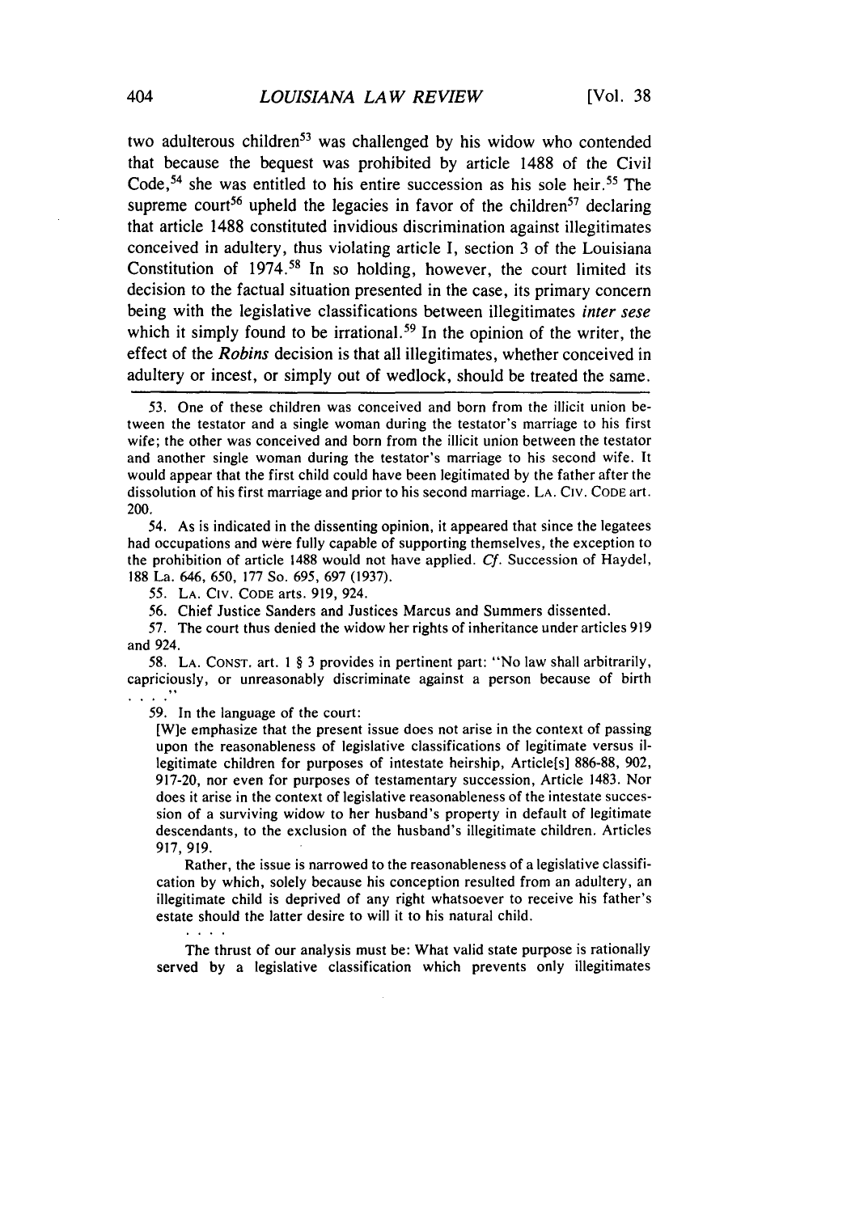two adulterous children[53] was challenged by his widow who contended that because the bequest was prohibited by article 1488 of the Civil Code,[54] she was entitled to his entire succession as his sole heir.[55] The supreme court[56] upheld the legacies in favor of the children[57] declaring that article 1488 constituted invidious discrimination against illegitimates conceived in adultery, thus violating article I, section 3 of the Louisiana Constitution of 1974.[58] In so holding, however, the court limited its decision to the factual situation presented in the case, its primary concern being with the legislative classifications between illegitimates *inter sese* which it simply found to be irrational.[59] In the opinion of the writer, the effect of the *Robins* decision is that all illegitimates, whether conceived in adultery or incest, or simply out of wedlock, should be treated the same.

53. One of these children was conceived and born from the illicit union between the testator and a single woman during the testator's marriage to his first wife; the other was conceived and born from the illicit union between the testator and another single woman during the testator's marriage to his second wife. It would appear that the first child could have been legitimated by the father after the dissolution of his first marriage and prior to his second marriage. LA. CIV. CODE art. 200.

54. As is indicated in the dissenting opinion, it appeared that since the legatees had occupations and were fully capable of supporting themselves, the exception to the prohibition of article 1488 would not have applied. *Cf.* Succession of Haydel, 188 La. 646, 650, 177 So. 695, 697 (1937).

55. LA. CIV. CODE arts. 919, 924.

56. Chief Justice Sanders and Justices Marcus and Summers dissented.

57. The court thus denied the widow her rights of inheritance under articles 919 and 924.

58. LA. CONST. art. 1 § 3 provides in pertinent part: "No law shall arbitrarily, capriciously, or unreasonably discriminate against a person because of birth . . . ."

59. In the language of the court:

> [W]e emphasize that the present issue does not arise in the context of passing upon the reasonableness of legislative classifications of legitimate versus illegitimate children for purposes of intestate heirship, Article[s] 886-88, 902, 917-20, nor even for purposes of testamentary succession, Article 1483. Nor does it arise in the context of legislative reasonableness of the intestate succession of a surviving widow to her husband's property in default of legitimate descendants, to the exclusion of the husband's illegitimate children. Articles 917, 919.
>
> Rather, the issue is narrowed to the reasonableness of a legislative classification by which, solely because his conception resulted from an adultery, an illegitimate child is deprived of any right whatsoever to receive his father's estate should the latter desire to will it to his natural child.
>
> . . . .
>
> The thrust of our analysis must be: What valid state purpose is rationally served by a legislative classification which prevents only illegitimates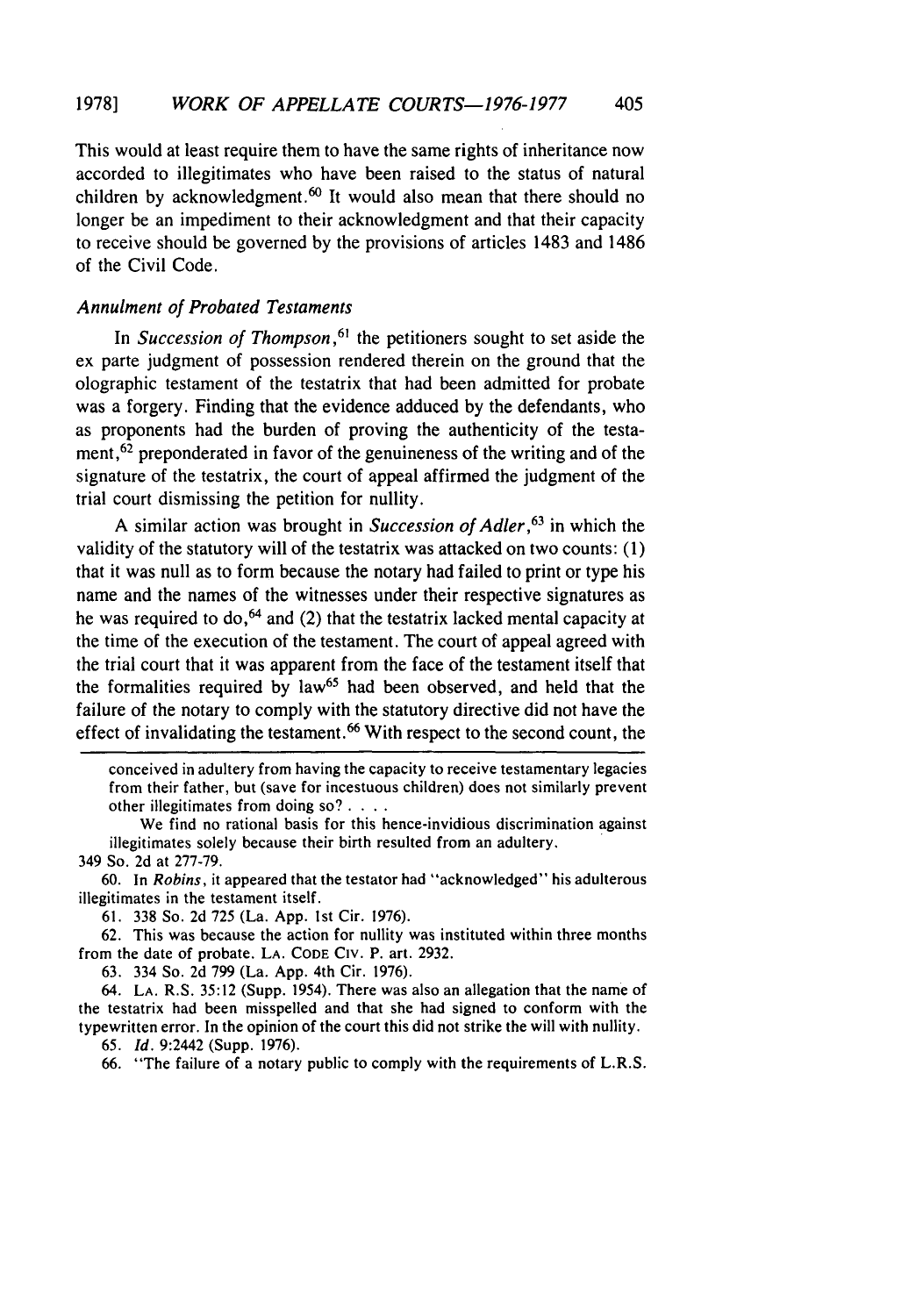This would at least require them to have the same rights of inheritance now accorded to illegitimates who have been raised to the status of natural children by acknowledgment.[60] It would also mean that there should no longer be an impediment to their acknowledgment and that their capacity to receive should be governed by the provisions of articles 1483 and 1486 of the Civil Code.

### *Annulment of Probated Testaments*

In *Succession of Thompson*,[61] the petitioners sought to set aside the ex parte judgment of possession rendered therein on the ground that the olographic testament of the testatrix that had been admitted for probate was a forgery. Finding that the evidence adduced by the defendants, who as proponents had the burden of proving the authenticity of the testament,[62] preponderated in favor of the genuineness of the writing and of the signature of the testatrix, the court of appeal affirmed the judgment of the trial court dismissing the petition for nullity.

A similar action was brought in *Succession of Adler*,[63] in which the validity of the statutory will of the testatrix was attacked on two counts: (1) that it was null as to form because the notary had failed to print or type his name and the names of the witnesses under their respective signatures as he was required to do,[64] and (2) that the testatrix lacked mental capacity at the time of the execution of the testament. The court of appeal agreed with the trial court that it was apparent from the face of the testament itself that the formalities required by law[65] had been observed, and held that the failure of the notary to comply with the statutory directive did not have the effect of invalidating the testament.[66] With respect to the second count, the

---

> conceived in adultery from having the capacity to receive testamentary legacies from their father, but (save for incestuous children) does not similarly prevent other illegitimates from doing so? . . . .
>
> We find no rational basis for this hence-invidious discrimination against illegitimates solely because their birth resulted from an adultery.

349 So. 2d at 277-79.

60. In *Robins*, it appeared that the testator had "acknowledged" his adulterous illegitimates in the testament itself.

61. 338 So. 2d 725 (La. App. 1st Cir. 1976).

62. This was because the action for nullity was instituted within three months from the date of probate. LA. CODE CIV. P. art. 2932.

63. 334 So. 2d 799 (La. App. 4th Cir. 1976).

64. LA. R.S. 35:12 (Supp. 1954). There was also an allegation that the name of the testatrix had been misspelled and that she had signed to conform with the typewritten error. In the opinion of the court this did not strike the will with nullity.

65. *Id.* 9:2442 (Supp. 1976).

66. "The failure of a notary public to comply with the requirements of L.R.S.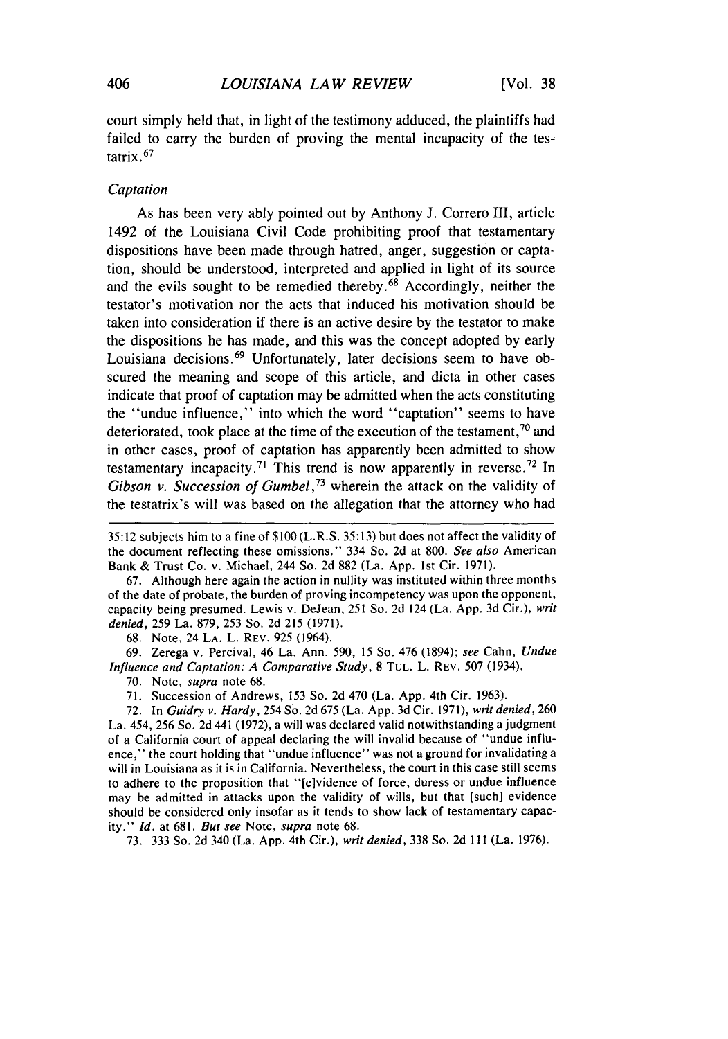court simply held that, in light of the testimony adduced, the plaintiffs had failed to carry the burden of proving the mental incapacity of the testatrix.[67]

### *Captation*

As has been very ably pointed out by Anthony J. Correro III, article 1492 of the Louisiana Civil Code prohibiting proof that testamentary dispositions have been made through hatred, anger, suggestion or captation, should be understood, interpreted and applied in light of its source and the evils sought to be remedied thereby.[68] Accordingly, neither the testator's motivation nor the acts that induced his motivation should be taken into consideration if there is an active desire by the testator to make the dispositions he has made, and this was the concept adopted by early Louisiana decisions.[69] Unfortunately, later decisions seem to have obscured the meaning and scope of this article, and dicta in other cases indicate that proof of captation may be admitted when the acts constituting the "undue influence," into which the word "captation" seems to have deteriorated, took place at the time of the execution of the testament,[70] and in other cases, proof of captation has apparently been admitted to show testamentary incapacity.[71] This trend is now apparently in reverse.[72] In *Gibson v. Succession of Gumbel*,[73] wherein the attack on the validity of the testatrix's will was based on the allegation that the attorney who had

---

35:12 subjects him to a fine of $100 (L.R.S. 35:13) but does not affect the validity of the document reflecting these omissions." 334 So. 2d at 800. *See also* American Bank & Trust Co. v. Michael, 244 So. 2d 882 (La. App. 1st Cir. 1971).

67. Although here again the action in nullity was instituted within three months of the date of probate, the burden of proving incompetency was upon the opponent, capacity being presumed. Lewis v. DeJean, 251 So. 2d 124 (La. App. 3d Cir.), *writ denied*, 259 La. 879, 253 So. 2d 215 (1971).

68. Note, 24 LA. L. REV. 925 (1964).

69. Zerega v. Percival, 46 La. Ann. 590, 15 So. 476 (1894); *see* Cahn, *Undue Influence and Captation: A Comparative Study*, 8 TUL. L. REV. 507 (1934).

70. Note, *supra* note 68.

71. Succession of Andrews, 153 So. 2d 470 (La. App. 4th Cir. 1963).

72. In *Guidry v. Hardy*, 254 So. 2d 675 (La. App. 3d Cir. 1971), *writ denied*, 260 La. 454, 256 So. 2d 441 (1972), a will was declared valid notwithstanding a judgment of a California court of appeal declaring the will invalid because of "undue influence," the court holding that "undue influence" was not a ground for invalidating a will in Louisiana as it is in California. Nevertheless, the court in this case still seems to adhere to the proposition that "[e]vidence of force, duress or undue influence may be admitted in attacks upon the validity of wills, but that [such] evidence should be considered only insofar as it tends to show lack of testamentary capacity." *Id.* at 681. *But see* Note, *supra* note 68.

73. 333 So. 2d 340 (La. App. 4th Cir.), *writ denied*, 338 So. 2d 111 (La. 1976).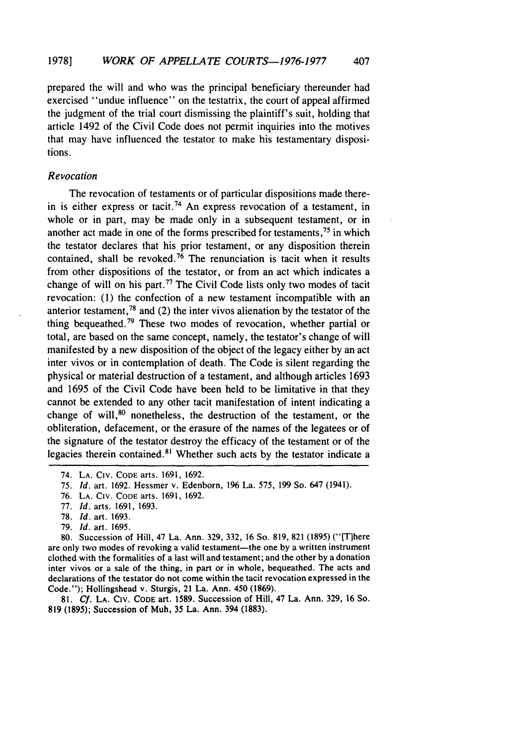prepared the will and who was the principal beneficiary thereunder had exercised "undue influence" on the testatrix, the court of appeal affirmed the judgment of the trial court dismissing the plaintiff's suit, holding that article 1492 of the Civil Code does not permit inquiries into the motives that may have influenced the testator to make his testamentary dispositions.

### *Revocation*

The revocation of testaments or of particular dispositions made therein is either express or tacit.[74] An express revocation of a testament, in whole or in part, may be made only in a subsequent testament, or in another act made in one of the forms prescribed for testaments,[75] in which the testator declares that his prior testament, or any disposition therein contained, shall be revoked.[76] The renunciation is tacit when it results from other dispositions of the testator, or from an act which indicates a change of will on his part.[77] The Civil Code lists only two modes of tacit revocation: (1) the confection of a new testament incompatible with an anterior testament,[78] and (2) the inter vivos alienation by the testator of the thing bequeathed.[79] These two modes of revocation, whether partial or total, are based on the same concept, namely, the testator's change of will manifested by a new disposition of the object of the legacy either by an act inter vivos or in contemplation of death. The Code is silent regarding the physical or material destruction of a testament, and although articles 1693 and 1695 of the Civil Code have been held to be limitative in that they cannot be extended to any other tacit manifestation of intent indicating a change of will,[80] nonetheless, the destruction of the testament, or the obliteration, defacement, or the erasure of the names of the legatees or of the signature of the testator destroy the efficacy of the testament or of the legacies therein contained.[81] Whether such acts by the testator indicate a

---

74. LA. CIV. CODE arts. 1691, 1692.

75. *Id.* art. 1692. Hessmer v. Edenborn, 196 La. 575, 199 So. 647 (1941).

76. LA. CIV. CODE arts. 1691, 1692.

77. *Id.* arts. 1691, 1693.

78. *Id.* art. 1693.

79. *Id.* art. 1695.

80. Succession of Hill, 47 La. Ann. 329, 332, 16 So. 819, 821 (1895) ("[T]here are only two modes of revoking a valid testament—the one by a written instrument clothed with the formalities of a last will and testament; and the other by a donation inter vivos or a sale of the thing, in part or in whole, bequeathed. The acts and declarations of the testator do not come within the tacit revocation expressed in the Code."); Hollingshead v. Sturgis, 21 La. Ann. 450 (1869).

81. *Cf.* LA. CIV. CODE art. 1589. Succession of Hill, 47 La. Ann. 329, 16 So. 819 (1895); Succession of Muh, 35 La. Ann. 394 (1883).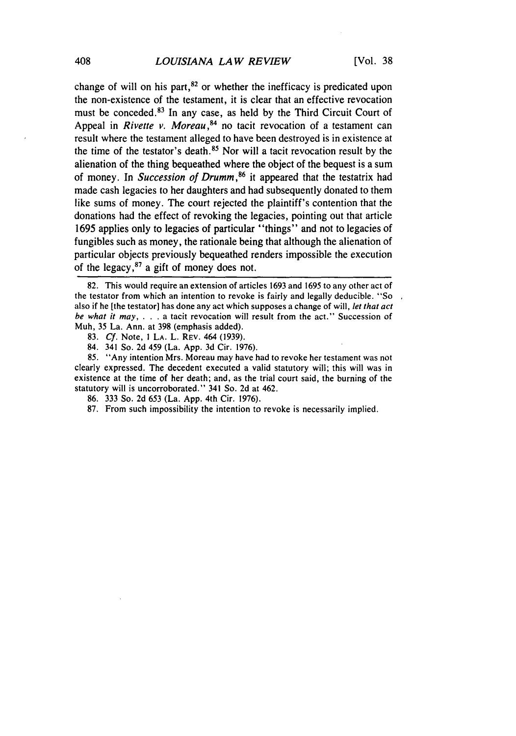change of will on his part,[82] or whether the inefficacy is predicated upon the non-existence of the testament, it is clear that an effective revocation must be conceded.[83] In any case, as held by the Third Circuit Court of Appeal in *Rivette v. Moreau*,[84] no tacit revocation of a testament can result where the testament alleged to have been destroyed is in existence at the time of the testator's death.[85] Nor will a tacit revocation result by the alienation of the thing bequeathed where the object of the bequest is a sum of money. In *Succession of Drumm*,[86] it appeared that the testatrix had made cash legacies to her daughters and had subsequently donated to them like sums of money. The court rejected the plaintiff's contention that the donations had the effect of revoking the legacies, pointing out that article 1695 applies only to legacies of particular "things" and not to legacies of fungibles such as money, the rationale being that although the alienation of particular objects previously bequeathed renders impossible the execution of the legacy,[87] a gift of money does not.

---

82. This would require an extension of articles 1693 and 1695 to any other act of the testator from which an intention to revoke is fairly and legally deducible. "So also if he [the testator] has done any act which supposes a change of will, *let that act be what it may*, . . . a tacit revocation will result from the act." Succession of Muh, 35 La. Ann. at 398 (emphasis added).

83. *Cf.* Note, 1 LA. L. REV. 464 (1939).

84. 341 So. 2d 459 (La. App. 3d Cir. 1976).

85. "Any intention Mrs. Moreau may have had to revoke her testament was not clearly expressed. The decedent executed a valid statutory will; this will was in existence at the time of her death; and, as the trial court said, the burning of the statutory will is uncorroborated." 341 So. 2d at 462.

86. 333 So. 2d 653 (La. App. 4th Cir. 1976).

87. From such impossibility the intention to revoke is necessarily implied.